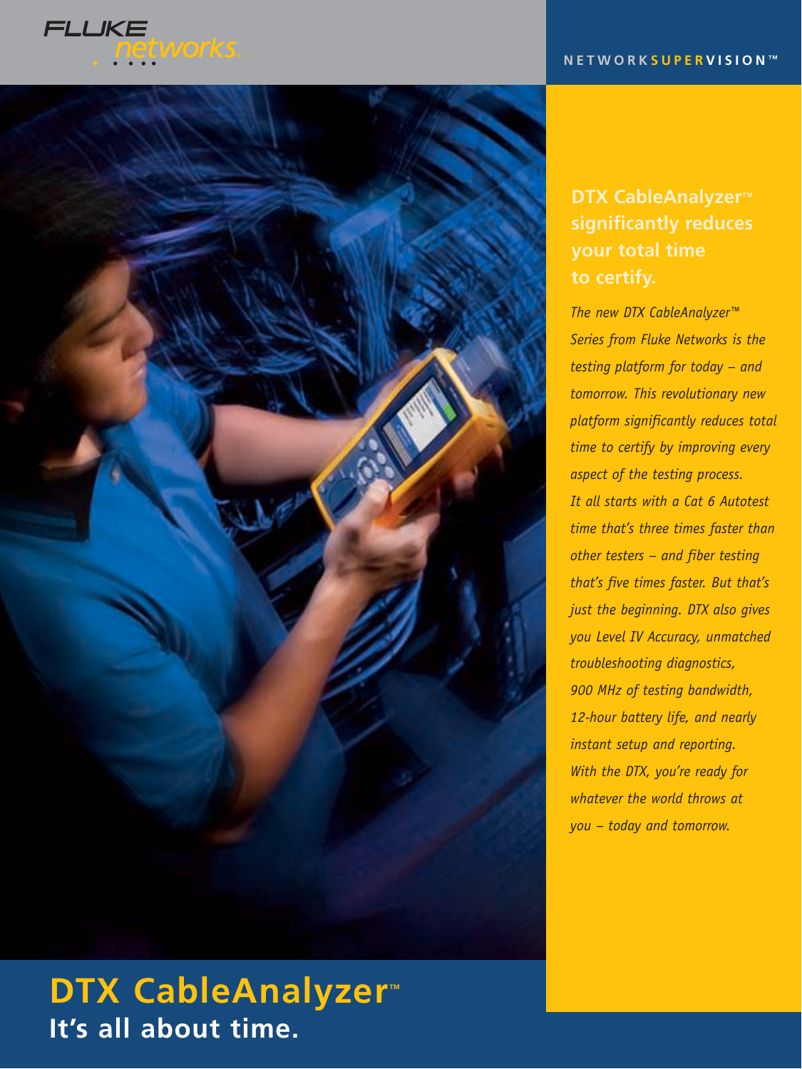FLUKE networks

NETWORK**SUPER**VISION™

## DTX CableAnalyzer™ significantly reduces your total time to certify.

*The new DTX CableAnalyzer™ Series from Fluke Networks is the testing platform for today – and tomorrow. This revolutionary new platform significantly reduces total time to certify by improving every aspect of the testing process. It all starts with a Cat 6 Autotest time that's three times faster than other testers – and fiber testing that's five times faster. But that's just the beginning. DTX also gives you Level IV Accuracy, unmatched troubleshooting diagnostics, 900 MHz of testing bandwidth, 12-hour battery life, and nearly instant setup and reporting. With the DTX, you're ready for whatever the world throws at you – today and tomorrow.*

# DTX CableAnalyzer™

## It's all about time.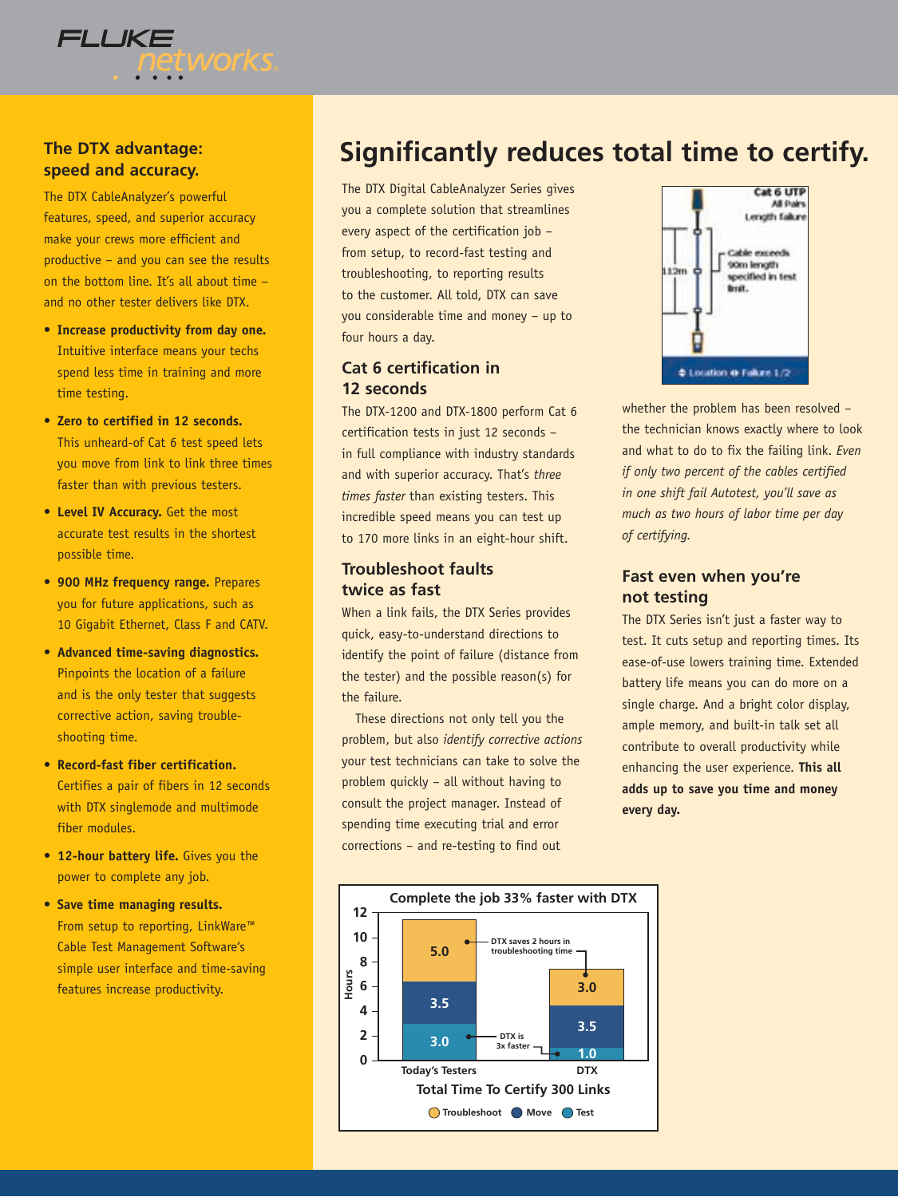## The DTX advantage: speed and accuracy.

The DTX CableAnalyzer's powerful features, speed, and superior accuracy make your crews more efficient and productive – and you can see the results on the bottom line. It's all about time – and no other tester delivers like DTX.

- **Increase productivity from day one.** Intuitive interface means your techs spend less time in training and more time testing.
- **Zero to certified in 12 seconds.** This unheard-of Cat 6 test speed lets you move from link to link three times faster than with previous testers.
- **Level IV Accuracy.** Get the most accurate test results in the shortest possible time.
- **900 MHz frequency range.** Prepares you for future applications, such as 10 Gigabit Ethernet, Class F and CATV.
- **Advanced time-saving diagnostics.** Pinpoints the location of a failure and is the only tester that suggests corrective action, saving trouble-shooting time.
- **Record-fast fiber certification.** Certifies a pair of fibers in 12 seconds with DTX singlemode and multimode fiber modules.
- **12-hour battery life.** Gives you the power to complete any job.
- **Save time managing results.** From setup to reporting, LinkWare™ Cable Test Management Software's simple user interface and time-saving features increase productivity.

# Significantly reduces total time to certify.

The DTX Digital CableAnalyzer Series gives you a complete solution that streamlines every aspect of the certification job – from setup, to record-fast testing and troubleshooting, to reporting results to the customer. All told, DTX can save you considerable time and money – up to four hours a day.

### Cat 6 certification in 12 seconds

The DTX-1200 and DTX-1800 perform Cat 6 certification tests in just 12 seconds – in full compliance with industry standards and with superior accuracy. That's *three times faster* than existing testers. This incredible speed means you can test up to 170 more links in an eight-hour shift.

### Troubleshoot faults twice as fast

When a link fails, the DTX Series provides quick, easy-to-understand directions to identify the point of failure (distance from the tester) and the possible reason(s) for the failure.

These directions not only tell you the problem, but also *identify corrective actions* your test technicians can take to solve the problem quickly – all without having to consult the project manager. Instead of spending time executing trial and error corrections – and re-testing to find out whether the problem has been resolved – the technician knows exactly where to look and what to do to fix the failing link. *Even if only two percent of the cables certified in one shift fail Autotest, you'll save as much as two hours of labor time per day of certifying.*

Cat 6 UTP
All Pairs
Length failure
112m
Cable exceeds 90m length specified in test limit.
Location Failure 1/2

### Fast even when you're not testing

The DTX Series isn't just a faster way to test. It cuts setup and reporting times. Its ease-of-use lowers training time. Extended battery life means you can do more on a single charge. And a bright color display, ample memory, and built-in talk set all contribute to overall productivity while enhancing the user experience. **This all adds up to save you time and money every day.**

**Complete the job 33% faster with DTX**

Total Time To Certify 300 Links (Hours)

| | Today's Testers | DTX |
|---|---|---|
| Troubleshoot | 5.0 | 3.0 |
| Move | 3.5 | 3.5 |
| Test | 3.0 | 1.0 |

DTX saves 2 hours in troubleshooting time

DTX is 3x faster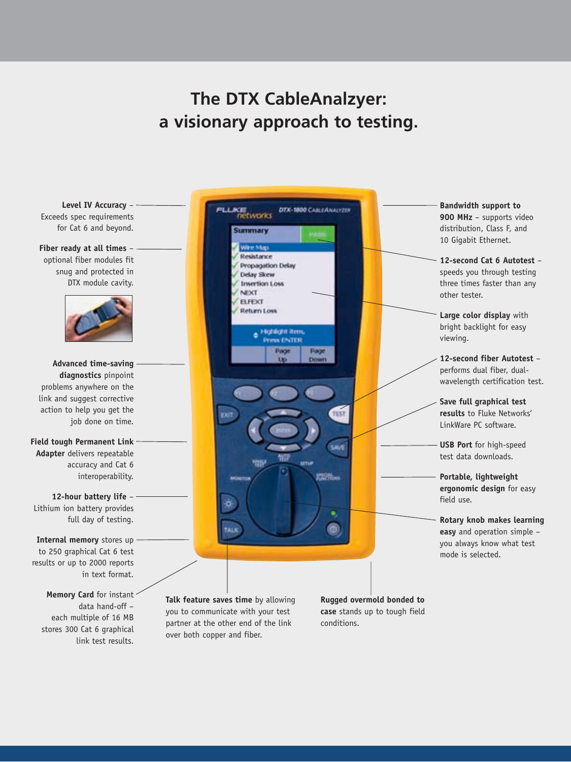# The DTX CableAnalzyer: a visionary approach to testing.

**Level IV Accuracy** – Exceeds spec requirements for Cat 6 and beyond.

**Fiber ready at all times** – optional fiber modules fit snug and protected in DTX module cavity.

**Advanced time-saving diagnostics** pinpoint problems anywhere on the link and suggest corrective action to help you get the job done on time.

**Field tough Permanent Link Adapter** delivers repeatable accuracy and Cat 6 interoperability.

**12-hour battery life** – Lithium ion battery provides full day of testing.

**Internal memory** stores up to 250 graphical Cat 6 test results or up to 2000 reports in text format.

**Memory Card** for instant data hand-off – each multiple of 16 MB stores 300 Cat 6 graphical link test results.

**Talk feature saves time** by allowing you to communicate with your test partner at the other end of the link over both copper and fiber.

**Rugged overmold bonded to case** stands up to tough field conditions.

**Bandwidth support to 900 MHz** – supports video distribution, Class F, and 10 Gigabit Ethernet.

**12-second Cat 6 Autotest** – speeds you through testing three times faster than any other tester.

**Large color display** with bright backlight for easy viewing.

**12-second fiber Autotest** – performs dual fiber, dual-wavelength certification test.

**Save full graphical test results** to Fluke Networks' LinkWare PC software.

**USB Port** for high-speed test data downloads.

**Portable, lightweight ergonomic design** for easy field use.

**Rotary knob makes learning easy** and operation simple – you always know what test mode is selected.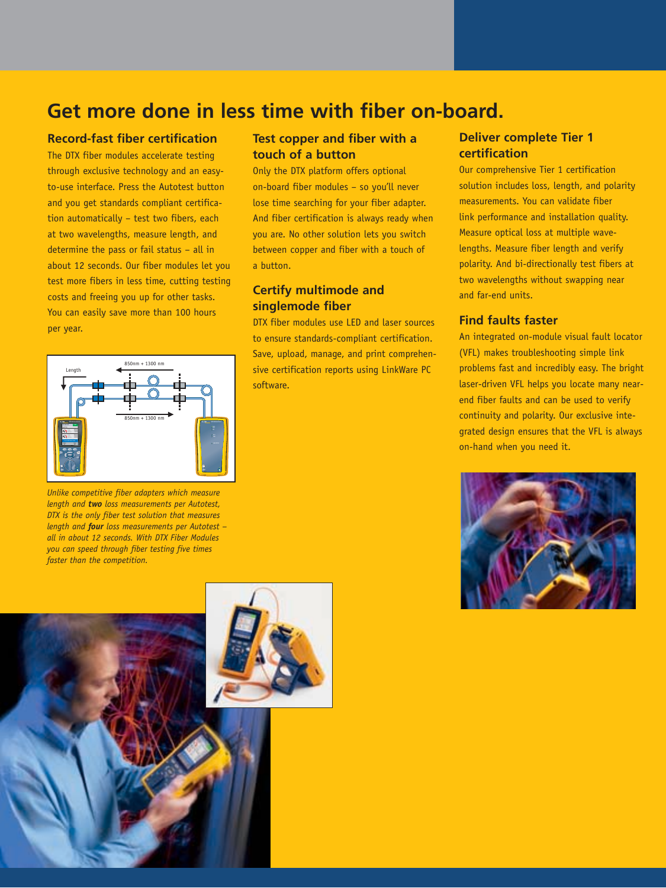# Get more done in less time with fiber on-board.

## Record-fast fiber certification

The DTX fiber modules accelerate testing through exclusive technology and an easy-to-use interface. Press the Autotest button and you get standards compliant certification automatically – test two fibers, each at two wavelengths, measure length, and determine the pass or fail status – all in about 12 seconds. Our fiber modules let you test more fibers in less time, cutting testing costs and freeing you up for other tasks. You can easily save more than 100 hours per year.

*Unlike competitive fiber adapters which measure length and **two** loss measurements per Autotest, DTX is the only fiber test solution that measures length and **four** loss measurements per Autotest – all in about 12 seconds. With DTX Fiber Modules you can speed through fiber testing five times faster than the competition.*

## Test copper and fiber with a touch of a button

Only the DTX platform offers optional on-board fiber modules – so you'll never lose time searching for your fiber adapter. And fiber certification is always ready when you are. No other solution lets you switch between copper and fiber with a touch of a button.

## Certify multimode and singlemode fiber

DTX fiber modules use LED and laser sources to ensure standards-compliant certification. Save, upload, manage, and print comprehensive certification reports using LinkWare PC software.

## Deliver complete Tier 1 certification

Our comprehensive Tier 1 certification solution includes loss, length, and polarity measurements. You can validate fiber link performance and installation quality. Measure optical loss at multiple wavelengths. Measure fiber length and verify polarity. And bi-directionally test fibers at two wavelengths without swapping near and far-end units.

## Find faults faster

An integrated on-module visual fault locator (VFL) makes troubleshooting simple link problems fast and incredibly easy. The bright laser-driven VFL helps you locate many near-end fiber faults and can be used to verify continuity and polarity. Our exclusive integrated design ensures that the VFL is always on-hand when you need it.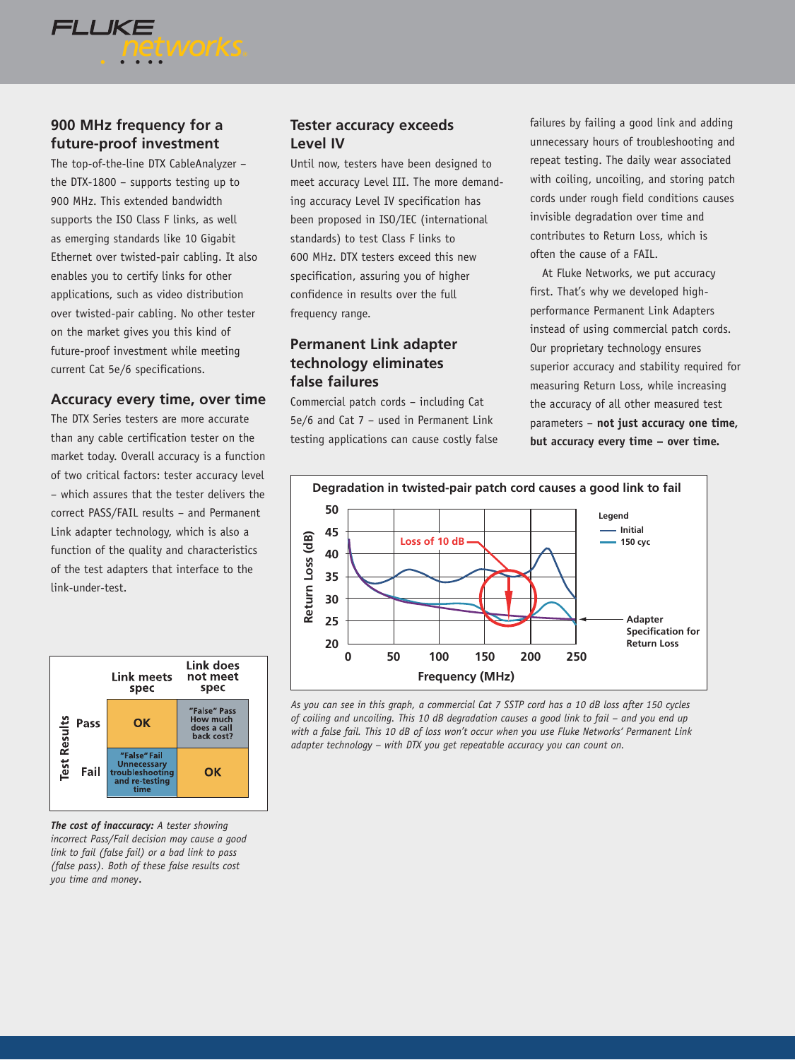## 900 MHz frequency for a future-proof investment

The top-of-the-line DTX CableAnalyzer – the DTX-1800 – supports testing up to 900 MHz. This extended bandwidth supports the ISO Class F links, as well as emerging standards like 10 Gigabit Ethernet over twisted-pair cabling. It also enables you to certify links for other applications, such as video distribution over twisted-pair cabling. No other tester on the market gives you this kind of future-proof investment while meeting current Cat 5e/6 specifications.

## Accuracy every time, over time

The DTX Series testers are more accurate than any cable certification tester on the market today. Overall accuracy is a function of two critical factors: tester accuracy level – which assures that the tester delivers the correct PASS/FAIL results – and Permanent Link adapter technology, which is also a function of the quality and characteristics of the test adapters that interface to the link-under-test.

| | | Link meets spec | Link does not meet spec |
|---|---|---|---|
| Test Results | Pass | OK | "False" Pass How much does a call back cost? |
| | Fail | "False" Fail Unnecessary troubleshooting and re-testing time | OK |

***The cost of inaccuracy:*** *A tester showing incorrect Pass/Fail decision may cause a good link to fail (false fail) or a bad link to pass (false pass). Both of these false results cost you time and money.*

## Tester accuracy exceeds Level IV

Until now, testers have been designed to meet accuracy Level III. The more demanding accuracy Level IV specification has been proposed in ISO/IEC (international standards) to test Class F links to 600 MHz. DTX testers exceed this new specification, assuring you of higher confidence in results over the full frequency range.

## Permanent Link adapter technology eliminates false failures

Commercial patch cords – including Cat 5e/6 and Cat 7 – used in Permanent Link testing applications can cause costly false failures by failing a good link and adding unnecessary hours of troubleshooting and repeat testing. The daily wear associated with coiling, uncoiling, and storing patch cords under rough field conditions causes invisible degradation over time and contributes to Return Loss, which is often the cause of a FAIL.

At Fluke Networks, we put accuracy first. That's why we developed high-performance Permanent Link Adapters instead of using commercial patch cords. Our proprietary technology ensures superior accuracy and stability required for measuring Return Loss, while increasing the accuracy of all other measured test parameters – **not just accuracy one time, but accuracy every time – over time.**

**Degradation in twisted-pair patch cord causes a good link to fail**

*As you can see in this graph, a commercial Cat 7 SSTP cord has a 10 dB loss after 150 cycles of coiling and uncoiling. This 10 dB degradation causes a good link to fail – and you end up with a false fail. This 10 dB of loss won't occur when you use Fluke Networks' Permanent Link adapter technology – with DTX you get repeatable accuracy you can count on.*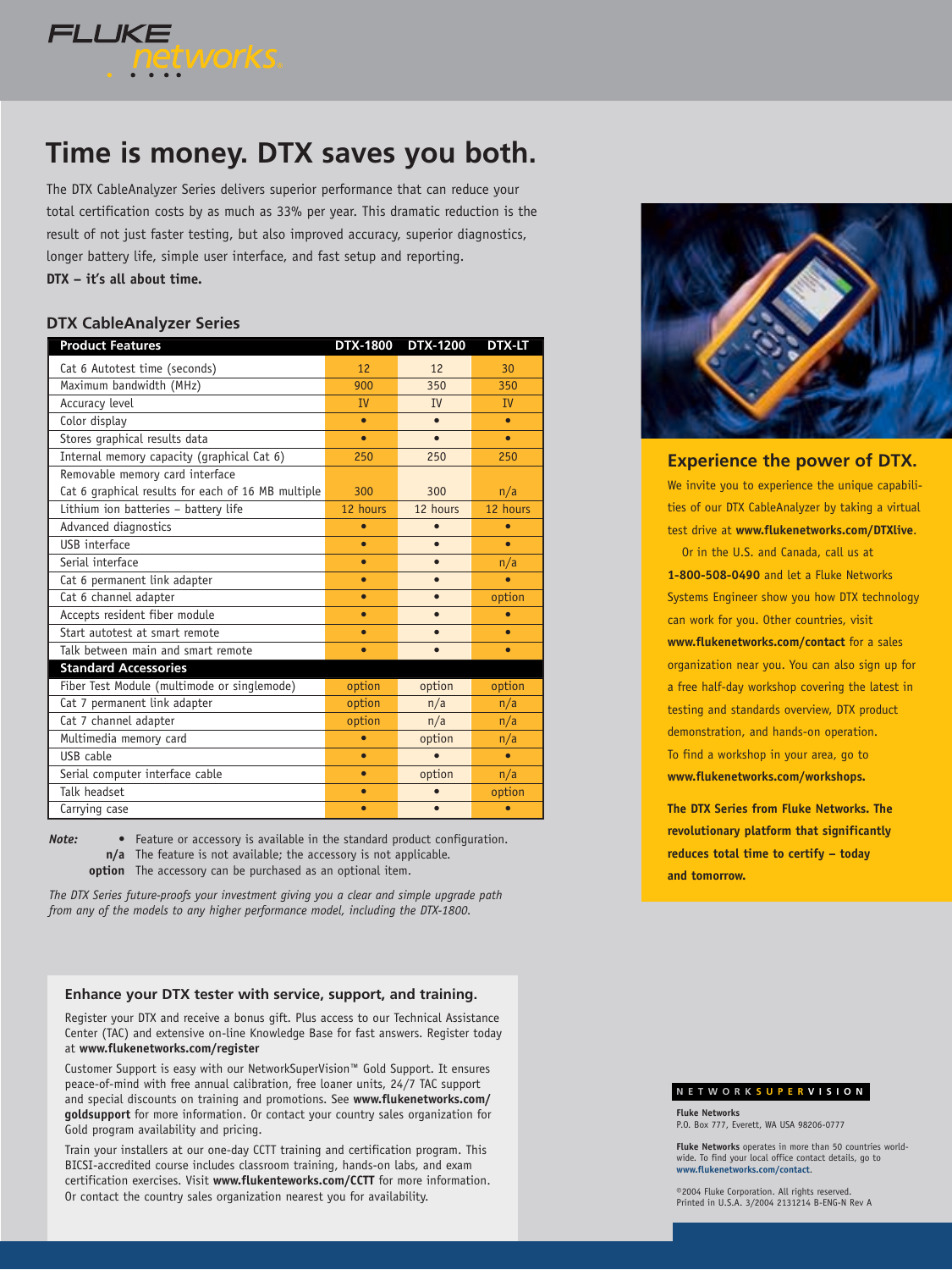# Time is money. DTX saves you both.

The DTX CableAnalyzer Series delivers superior performance that can reduce your total certification costs by as much as 33% per year. This dramatic reduction is the result of not just faster testing, but also improved accuracy, superior diagnostics, longer battery life, simple user interface, and fast setup and reporting.
**DTX – it's all about time.**

### DTX CableAnalyzer Series

| Product Features | DTX-1800 | DTX-1200 | DTX-LT |
|---|---|---|---|
| Cat 6 Autotest time (seconds) | 12 | 12 | 30 |
| Maximum bandwidth (MHz) | 900 | 350 | 350 |
| Accuracy level | IV | IV | IV |
| Color display | • | • | • |
| Stores graphical results data | • | • | • |
| Internal memory capacity (graphical Cat 6) | 250 | 250 | 250 |
| Removable memory card interface<br>Cat 6 graphical results for each of 16 MB multiple | 300 | 300 | n/a |
| Lithium ion batteries – battery life | 12 hours | 12 hours | 12 hours |
| Advanced diagnostics | • | • | • |
| USB interface | • | • | • |
| Serial interface | • | • | n/a |
| Cat 6 permanent link adapter | • | • | • |
| Cat 6 channel adapter | • | • | option |
| Accepts resident fiber module | • | • | • |
| Start autotest at smart remote | • | • | • |
| Talk between main and smart remote | • | • | • |
| **Standard Accessories** | | | |
| Fiber Test Module (multimode or singlemode) | option | option | option |
| Cat 7 permanent link adapter | option | n/a | n/a |
| Cat 7 channel adapter | option | n/a | n/a |
| Multimedia memory card | • | option | n/a |
| USB cable | • | • | • |
| Serial computer interface cable | • | option | n/a |
| Talk headset | • | • | option |
| Carrying case | • | • | • |

***Note:***
- • Feature or accessory is available in the standard product configuration.
- **n/a** The feature is not available; the accessory is not applicable.
- **option** The accessory can be purchased as an optional item.

*The DTX Series future-proofs your investment giving you a clear and simple upgrade path from any of the models to any higher performance model, including the DTX-1800.*

### Experience the power of DTX.

We invite you to experience the unique capabilities of our DTX CableAnalyzer by taking a virtual test drive at **www.flukenetworks.com/DTXlive**.

Or in the U.S. and Canada, call us at **1-800-508-0490** and let a Fluke Networks Systems Engineer show you how DTX technology can work for you. Other countries, visit **www.flukenetworks.com/contact** for a sales organization near you. You can also sign up for a free half-day workshop covering the latest in testing and standards overview, DTX product demonstration, and hands-on operation. To find a workshop in your area, go to **www.flukenetworks.com/workshops.**

**The DTX Series from Fluke Networks. The revolutionary platform that significantly reduces total time to certify – today and tomorrow.**

### Enhance your DTX tester with service, support, and training.

Register your DTX and receive a bonus gift. Plus access to our Technical Assistance Center (TAC) and extensive on-line Knowledge Base for fast answers. Register today at **www.flukenetworks.com/register**

Customer Support is easy with our NetworkSuperVision™ Gold Support. It ensures peace-of-mind with free annual calibration, free loaner units, 24/7 TAC support and special discounts on training and promotions. See **www.flukenetworks.com/goldsupport** for more information. Or contact your country sales organization for Gold program availability and pricing.

Train your installers at our one-day CCTT training and certification program. This BICSI-accredited course includes classroom training, hands-on labs, and exam certification exercises. Visit **www.flukenteworks.com/CCTT** for more information. Or contact the country sales organization nearest you for availability.

NETWORKSUPERVISION

**Fluke Networks**
P.O. Box 777, Everett, WA USA 98206-0777

**Fluke Networks** operates in more than 50 countries worldwide. To find your local office contact details, go to **www.flukenetworks.com/contact**.

©2004 Fluke Corporation. All rights reserved.
Printed in U.S.A. 3/2004 2131214 B-ENG-N Rev A